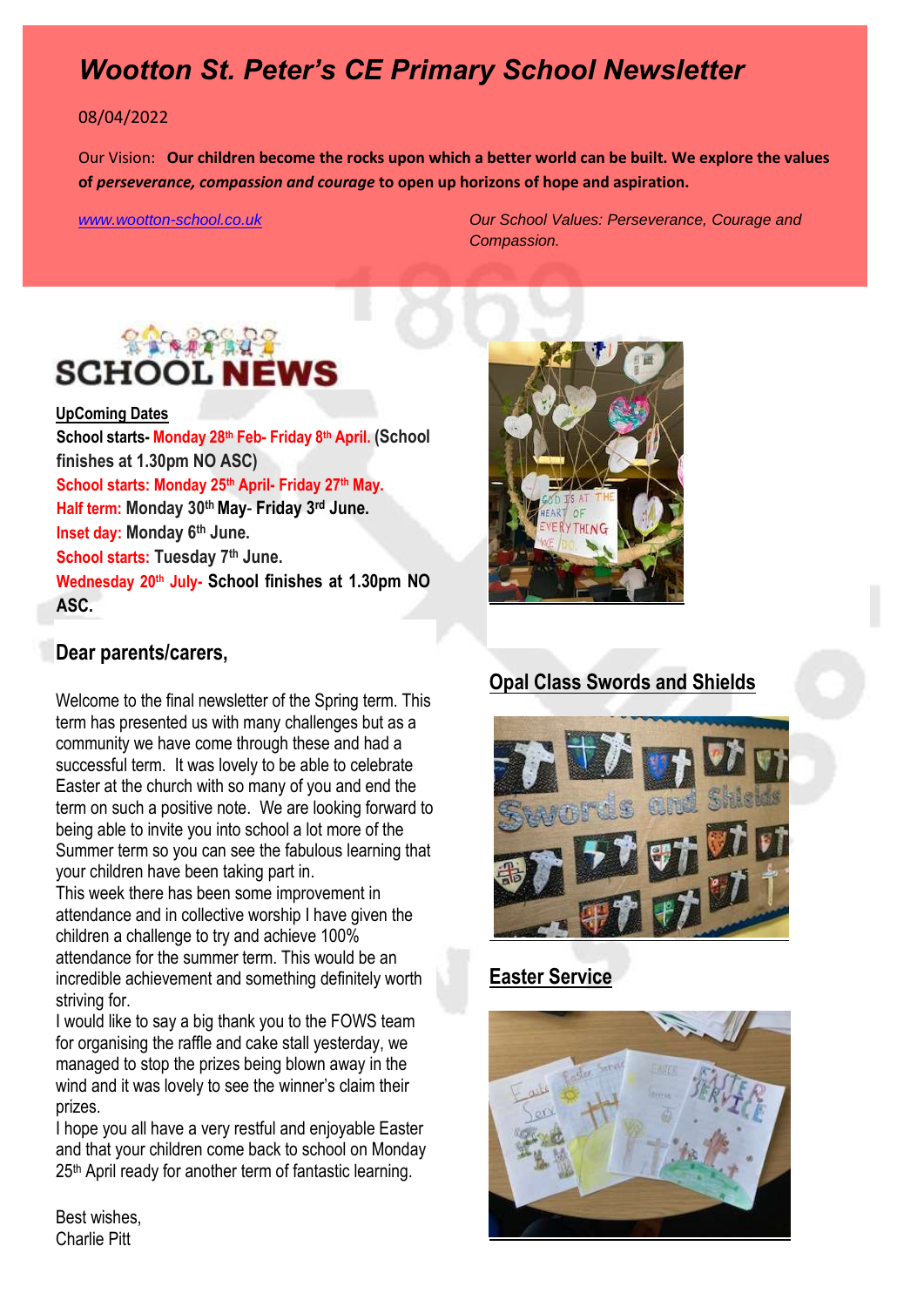# *Wootton St. Peter's CE Primary School Newsletter*

08/04/2022

Our Vision: **Our children become the rocks upon which a better world can be built. We explore the values of *perseverance, compassion and courage* to open up horizons of hope and aspiration.**

*www.wootton-school.co.uk*

*Our School Values: Perseverance, Courage and Compassion.*

## SCHOOL NEWS

**UpComing Dates**

**School starts- Monday 28th Feb- Friday 8th April. (School finishes at 1.30pm NO ASC)**

**School starts: Monday 25th April- Friday 27th May.**

**Half term: Monday 30th May- Friday 3rd June.**

**Inset day: Monday 6th June.**

**School starts: Tuesday 7th June.**

**Wednesday 20th July- School finishes at 1.30pm NO ASC.**

## Dear parents/carers,

Welcome to the final newsletter of the Spring term. This term has presented us with many challenges but as a community we have come through these and had a successful term. It was lovely to be able to celebrate Easter at the church with so many of you and end the term on such a positive note. We are looking forward to being able to invite you into school a lot more of the Summer term so you can see the fabulous learning that your children have been taking part in.

This week there has been some improvement in attendance and in collective worship I have given the children a challenge to try and achieve 100% attendance for the summer term. This would be an incredible achievement and something definitely worth striving for.

I would like to say a big thank you to the FOWS team for organising the raffle and cake stall yesterday, we managed to stop the prizes being blown away in the wind and it was lovely to see the winner's claim their prizes.

I hope you all have a very restful and enjoyable Easter and that your children come back to school on Monday 25th April ready for another term of fantastic learning.

Best wishes,
Charlie Pitt

## Opal Class Swords and Shields

## Easter Service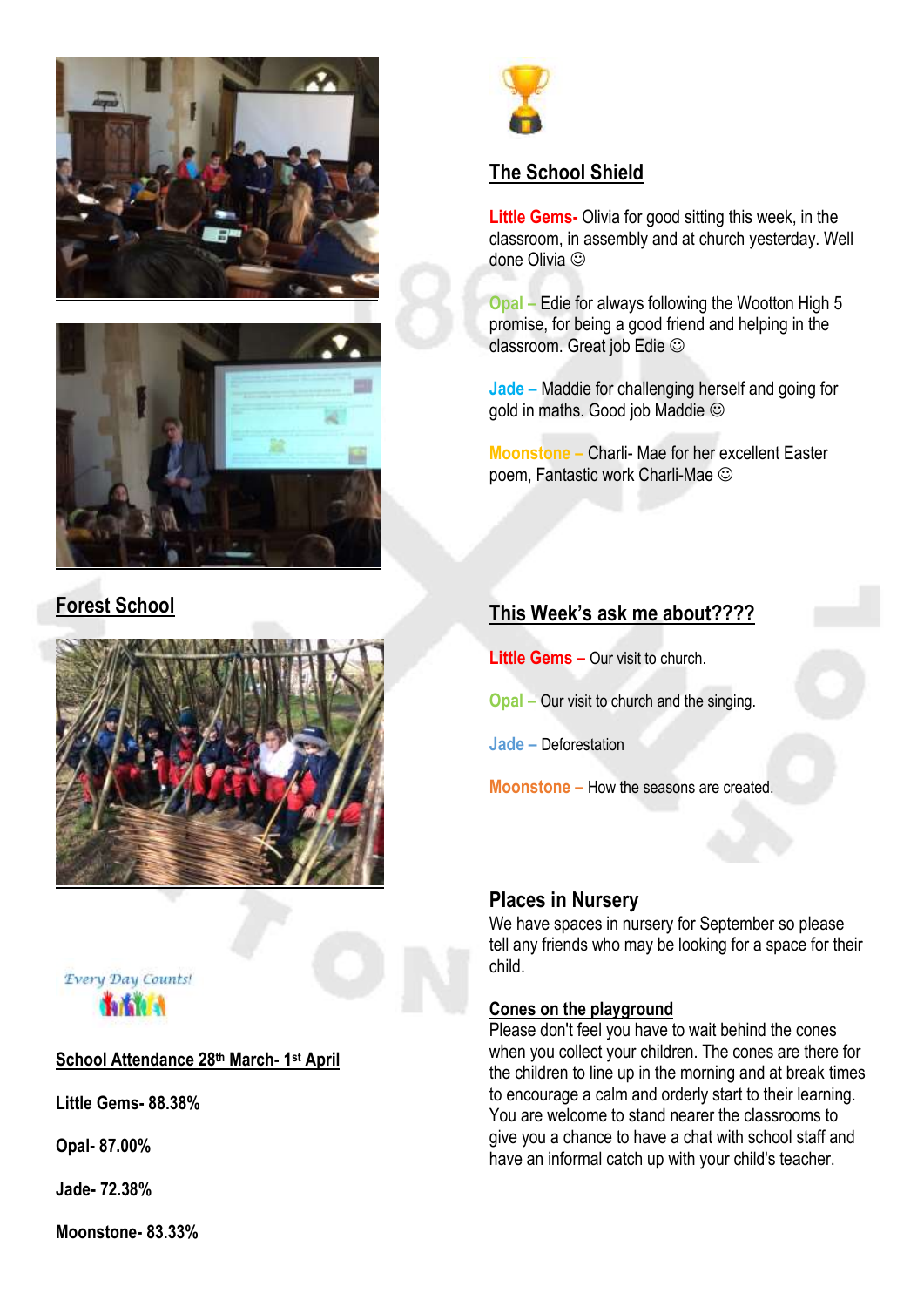## Forest School

*Every Day Counts!*

## School Attendance 28th March- 1st April

**Little Gems- 88.38%**

**Opal- 87.00%**

**Jade- 72.38%**

**Moonstone- 83.33%**

## The School Shield

**Little Gems-** Olivia for good sitting this week, in the classroom, in assembly and at church yesterday. Well done Olivia ☺

**Opal –** Edie for always following the Wootton High 5 promise, for being a good friend and helping in the classroom. Great job Edie ☺

**Jade –** Maddie for challenging herself and going for gold in maths. Good job Maddie ☺

**Moonstone –** Charli- Mae for her excellent Easter poem, Fantastic work Charli-Mae ☺

## This Week's ask me about????

**Little Gems –** Our visit to church.

**Opal –** Our visit to church and the singing.

**Jade –** Deforestation

**Moonstone –** How the seasons are created.

## Places in Nursery

We have spaces in nursery for September so please tell any friends who may be looking for a space for their child.

## Cones on the playground

Please don't feel you have to wait behind the cones when you collect your children. The cones are there for the children to line up in the morning and at break times to encourage a calm and orderly start to their learning. You are welcome to stand nearer the classrooms to give you a chance to have a chat with school staff and have an informal catch up with your child's teacher.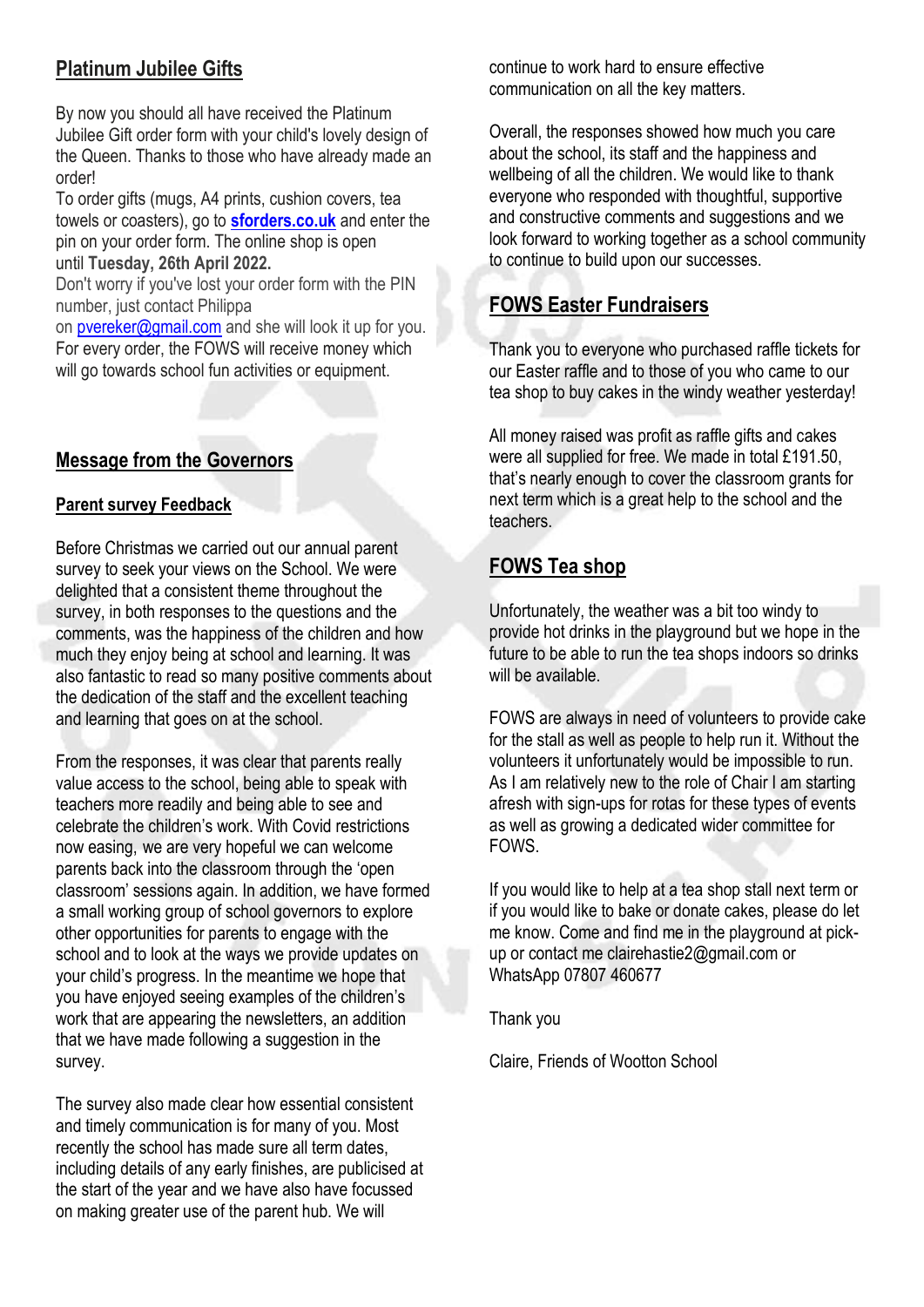## Platinum Jubilee Gifts

By now you should all have received the Platinum Jubilee Gift order form with your child's lovely design of the Queen. Thanks to those who have already made an order!

To order gifts (mugs, A4 prints, cushion covers, tea towels or coasters), go to **sforders.co.uk** and enter the pin on your order form. The online shop is open until **Tuesday, 26th April 2022.**

Don't worry if you've lost your order form with the PIN number, just contact Philippa on pvereker@gmail.com and she will look it up for you. For every order, the FOWS will receive money which will go towards school fun activities or equipment.

## Message from the Governors

### Parent survey Feedback

Before Christmas we carried out our annual parent survey to seek your views on the School. We were delighted that a consistent theme throughout the survey, in both responses to the questions and the comments, was the happiness of the children and how much they enjoy being at school and learning. It was also fantastic to read so many positive comments about the dedication of the staff and the excellent teaching and learning that goes on at the school.

From the responses, it was clear that parents really value access to the school, being able to speak with teachers more readily and being able to see and celebrate the children's work. With Covid restrictions now easing, we are very hopeful we can welcome parents back into the classroom through the 'open classroom' sessions again. In addition, we have formed a small working group of school governors to explore other opportunities for parents to engage with the school and to look at the ways we provide updates on your child's progress. In the meantime we hope that you have enjoyed seeing examples of the children's work that are appearing the newsletters, an addition that we have made following a suggestion in the survey.

The survey also made clear how essential consistent and timely communication is for many of you. Most recently the school has made sure all term dates, including details of any early finishes, are publicised at the start of the year and we have also have focussed on making greater use of the parent hub. We will continue to work hard to ensure effective communication on all the key matters.

Overall, the responses showed how much you care about the school, its staff and the happiness and wellbeing of all the children. We would like to thank everyone who responded with thoughtful, supportive and constructive comments and suggestions and we look forward to working together as a school community to continue to build upon our successes.

## FOWS Easter Fundraisers

Thank you to everyone who purchased raffle tickets for our Easter raffle and to those of you who came to our tea shop to buy cakes in the windy weather yesterday!

All money raised was profit as raffle gifts and cakes were all supplied for free. We made in total £191.50, that's nearly enough to cover the classroom grants for next term which is a great help to the school and the teachers.

## FOWS Tea shop

Unfortunately, the weather was a bit too windy to provide hot drinks in the playground but we hope in the future to be able to run the tea shops indoors so drinks will be available.

FOWS are always in need of volunteers to provide cake for the stall as well as people to help run it. Without the volunteers it unfortunately would be impossible to run. As I am relatively new to the role of Chair I am starting afresh with sign-ups for rotas for these types of events as well as growing a dedicated wider committee for FOWS.

If you would like to help at a tea shop stall next term or if you would like to bake or donate cakes, please do let me know. Come and find me in the playground at pick-up or contact me clairehastie2@gmail.com or WhatsApp 07807 460677

Thank you

Claire, Friends of Wootton School